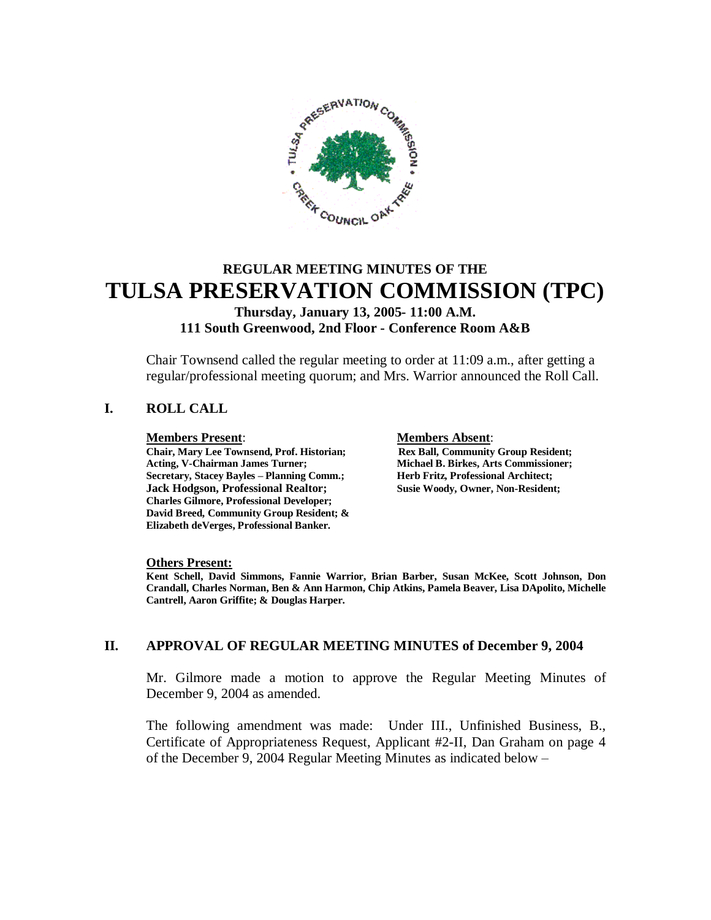# REGULAR MEETING MINUTES OF THE
# TULSA PRESERVATION COMMISSION (TPC)

### Thursday, January 13, 2005- 11:00 A.M.
### 111 South Greenwood, 2nd Floor - Conference Room A&B

Chair Townsend called the regular meeting to order at 11:09 a.m., after getting a regular/professional meeting quorum; and Mrs. Warrior announced the Roll Call.

## I. ROLL CALL

**Members Present**:

**Chair, Mary Lee Townsend, Prof. Historian;**
**Acting, V-Chairman James Turner;**
**Secretary, Stacey Bayles – Planning Comm.;**
**Jack Hodgson, Professional Realtor;**
**Charles Gilmore, Professional Developer;**
**David Breed, Community Group Resident; &**
**Elizabeth deVerges, Professional Banker.**

**Members Absent**:

**Rex Ball, Community Group Resident;**
**Michael B. Birkes, Arts Commissioner;**
**Herb Fritz, Professional Architect;**
**Susie Woody, Owner, Non-Resident;**

**Others Present:**

**Kent Schell, David Simmons, Fannie Warrior, Brian Barber, Susan McKee, Scott Johnson, Don Crandall, Charles Norman, Ben & Ann Harmon, Chip Atkins, Pamela Beaver, Lisa DApolito, Michelle Cantrell, Aaron Griffite; & Douglas Harper.**

## II. APPROVAL OF REGULAR MEETING MINUTES of December 9, 2004

Mr. Gilmore made a motion to approve the Regular Meeting Minutes of December 9, 2004 as amended.

The following amendment was made: Under III., Unfinished Business, B., Certificate of Appropriateness Request, Applicant #2-II, Dan Graham on page 4 of the December 9, 2004 Regular Meeting Minutes as indicated below –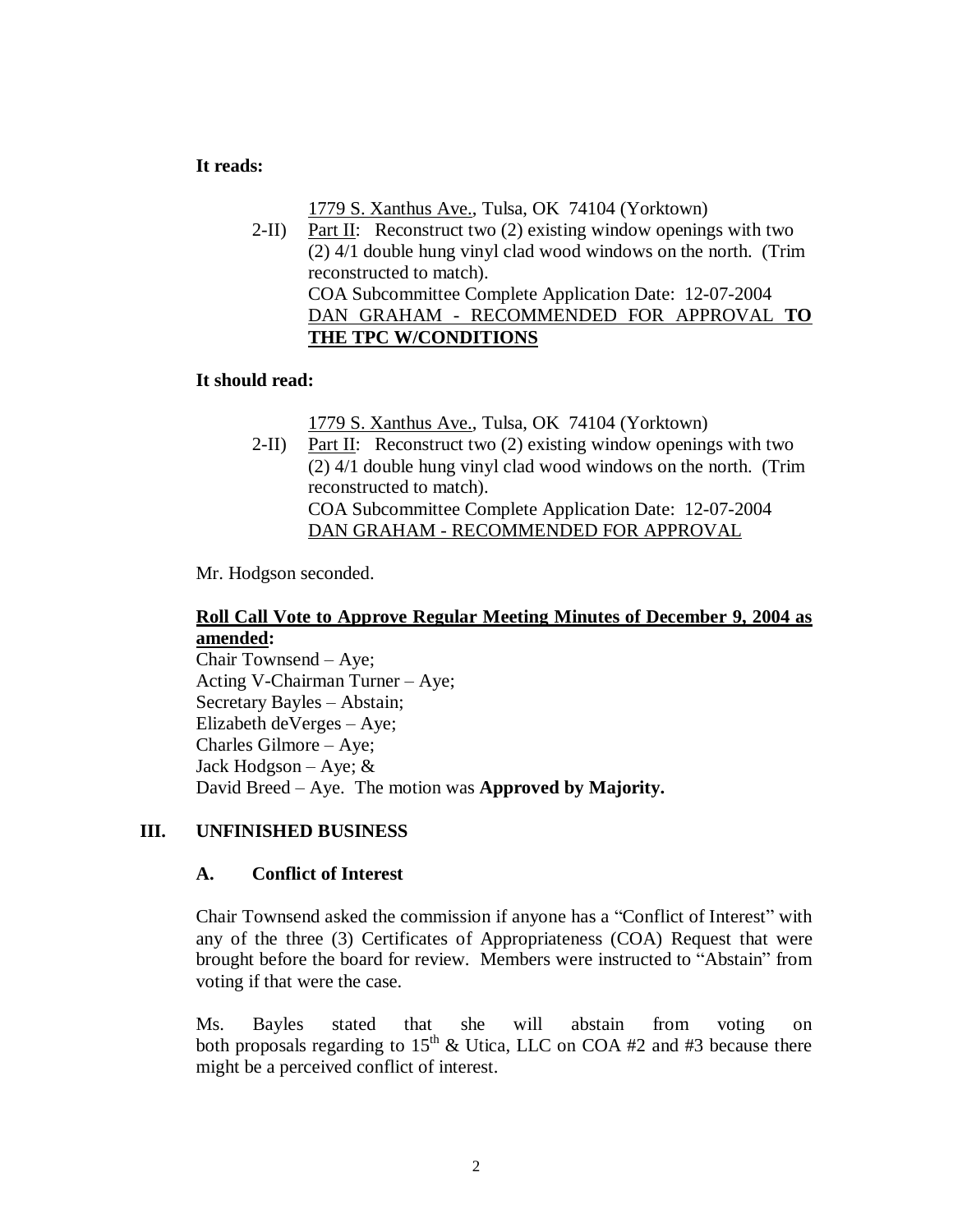**It reads:**

1779 S. Xanthus Ave., Tulsa, OK 74104 (Yorktown)

2-II) Part II: Reconstruct two (2) existing window openings with two (2) 4/1 double hung vinyl clad wood windows on the north. (Trim reconstructed to match).
COA Subcommittee Complete Application Date: 12-07-2004
DAN GRAHAM - RECOMMENDED FOR APPROVAL **TO THE TPC W/CONDITIONS**

**It should read:**

1779 S. Xanthus Ave., Tulsa, OK 74104 (Yorktown)

2-II) Part II: Reconstruct two (2) existing window openings with two (2) 4/1 double hung vinyl clad wood windows on the north. (Trim reconstructed to match).
COA Subcommittee Complete Application Date: 12-07-2004
DAN GRAHAM - RECOMMENDED FOR APPROVAL

Mr. Hodgson seconded.

**Roll Call Vote to Approve Regular Meeting Minutes of December 9, 2004 as amended:**

Chair Townsend – Aye;
Acting V-Chairman Turner – Aye;
Secretary Bayles – Abstain;
Elizabeth deVerges – Aye;
Charles Gilmore – Aye;
Jack Hodgson – Aye; &
David Breed – Aye. The motion was **Approved by Majority.**

## III. UNFINISHED BUSINESS

### A. Conflict of Interest

Chair Townsend asked the commission if anyone has a "Conflict of Interest" with any of the three (3) Certificates of Appropriateness (COA) Request that were brought before the board for review. Members were instructed to "Abstain" from voting if that were the case.

Ms. Bayles stated that she will abstain from voting on both proposals regarding to 15th & Utica, LLC on COA #2 and #3 because there might be a perceived conflict of interest.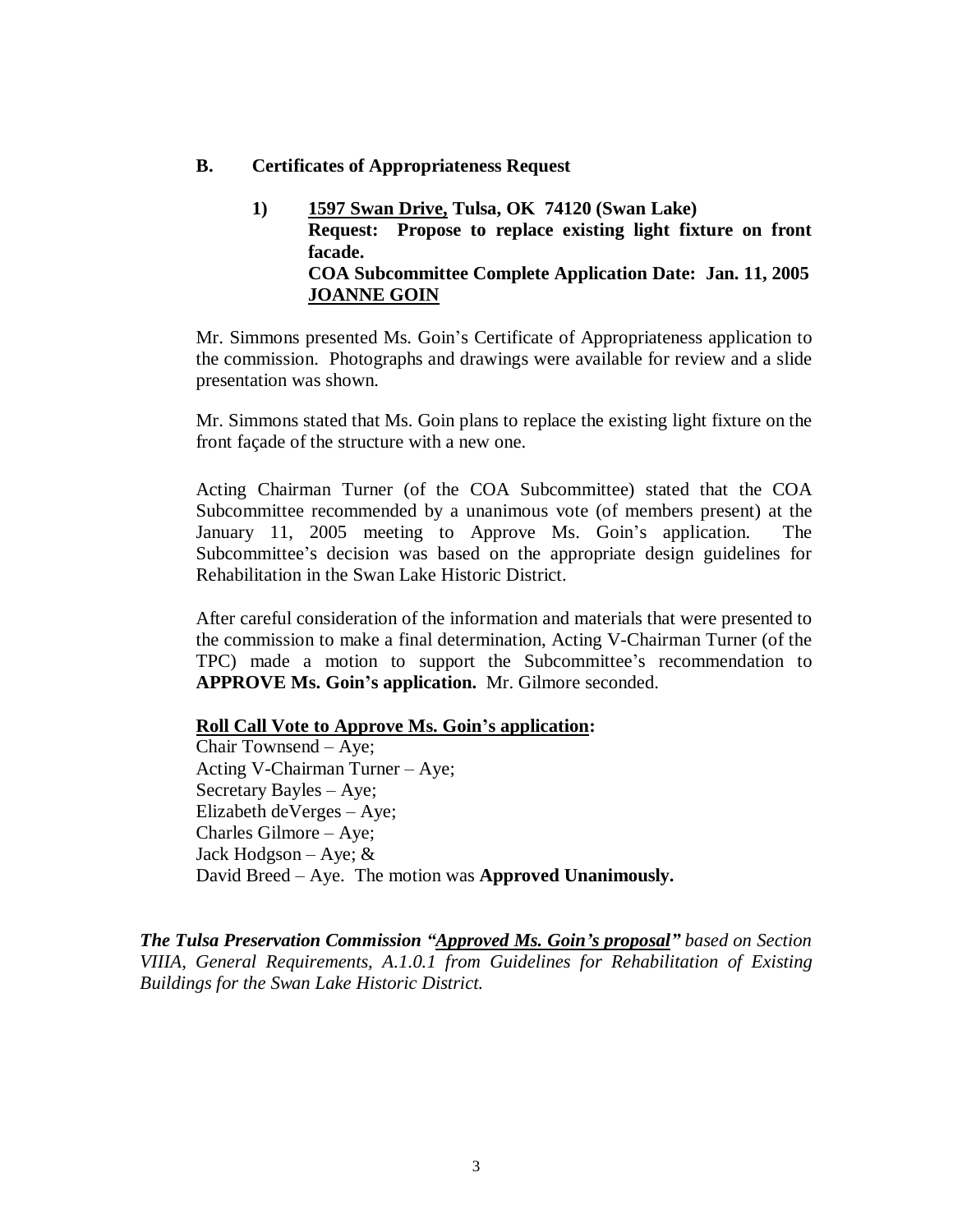## B. Certificates of Appropriateness Request

**1) <u>1597 Swan Drive,</u> Tulsa, OK 74120 (Swan Lake)**
**Request: Propose to replace existing light fixture on front facade.**
**COA Subcommittee Complete Application Date: Jan. 11, 2005**
**<u>JOANNE GOIN</u>**

Mr. Simmons presented Ms. Goin's Certificate of Appropriateness application to the commission. Photographs and drawings were available for review and a slide presentation was shown.

Mr. Simmons stated that Ms. Goin plans to replace the existing light fixture on the front façade of the structure with a new one.

Acting Chairman Turner (of the COA Subcommittee) stated that the COA Subcommittee recommended by a unanimous vote (of members present) at the January 11, 2005 meeting to Approve Ms. Goin's application. The Subcommittee's decision was based on the appropriate design guidelines for Rehabilitation in the Swan Lake Historic District.

After careful consideration of the information and materials that were presented to the commission to make a final determination, Acting V-Chairman Turner (of the TPC) made a motion to support the Subcommittee's recommendation to **APPROVE Ms. Goin's application.** Mr. Gilmore seconded.

**<u>Roll Call Vote to Approve Ms. Goin's application</u>:**
Chair Townsend – Aye;
Acting V-Chairman Turner – Aye;
Secretary Bayles – Aye;
Elizabeth deVerges – Aye;
Charles Gilmore – Aye;
Jack Hodgson – Aye; &
David Breed – Aye. The motion was **Approved Unanimously.**

***The Tulsa Preservation Commission "<u>Approved Ms. Goin's proposal</u>"*** *based on Section VIIIA, General Requirements, A.1.0.1 from Guidelines for Rehabilitation of Existing Buildings for the Swan Lake Historic District.*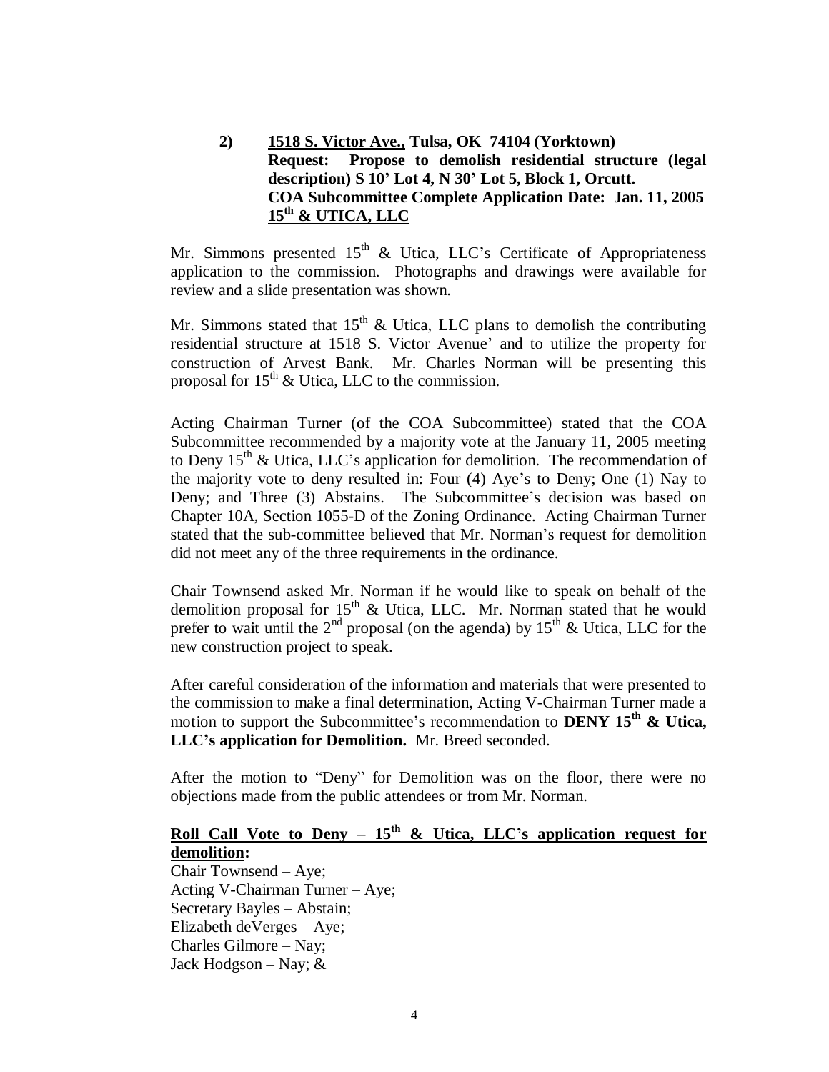**2) <u>1518 S. Victor Ave.,</u> Tulsa, OK 74104 (Yorktown)**
**Request: Propose to demolish residential structure (legal description) S 10' Lot 4, N 30' Lot 5, Block 1, Orcutt.**
**COA Subcommittee Complete Application Date: Jan. 11, 2005**
**<u>15th & UTICA, LLC</u>**

Mr. Simmons presented 15th & Utica, LLC's Certificate of Appropriateness application to the commission. Photographs and drawings were available for review and a slide presentation was shown.

Mr. Simmons stated that 15th & Utica, LLC plans to demolish the contributing residential structure at 1518 S. Victor Avenue' and to utilize the property for construction of Arvest Bank. Mr. Charles Norman will be presenting this proposal for 15th & Utica, LLC to the commission.

Acting Chairman Turner (of the COA Subcommittee) stated that the COA Subcommittee recommended by a majority vote at the January 11, 2005 meeting to Deny 15th & Utica, LLC's application for demolition. The recommendation of the majority vote to deny resulted in: Four (4) Aye's to Deny; One (1) Nay to Deny; and Three (3) Abstains. The Subcommittee's decision was based on Chapter 10A, Section 1055-D of the Zoning Ordinance. Acting Chairman Turner stated that the sub-committee believed that Mr. Norman's request for demolition did not meet any of the three requirements in the ordinance.

Chair Townsend asked Mr. Norman if he would like to speak on behalf of the demolition proposal for 15th & Utica, LLC. Mr. Norman stated that he would prefer to wait until the 2nd proposal (on the agenda) by 15th & Utica, LLC for the new construction project to speak.

After careful consideration of the information and materials that were presented to the commission to make a final determination, Acting V-Chairman Turner made a motion to support the Subcommittee's recommendation to **DENY 15th & Utica, LLC's application for Demolition.** Mr. Breed seconded.

After the motion to "Deny" for Demolition was on the floor, there were no objections made from the public attendees or from Mr. Norman.

**<u>Roll Call Vote to Deny – 15th & Utica, LLC's application request for demolition</u>:**
Chair Townsend – Aye;
Acting V-Chairman Turner – Aye;
Secretary Bayles – Abstain;
Elizabeth deVerges – Aye;
Charles Gilmore – Nay;
Jack Hodgson – Nay; &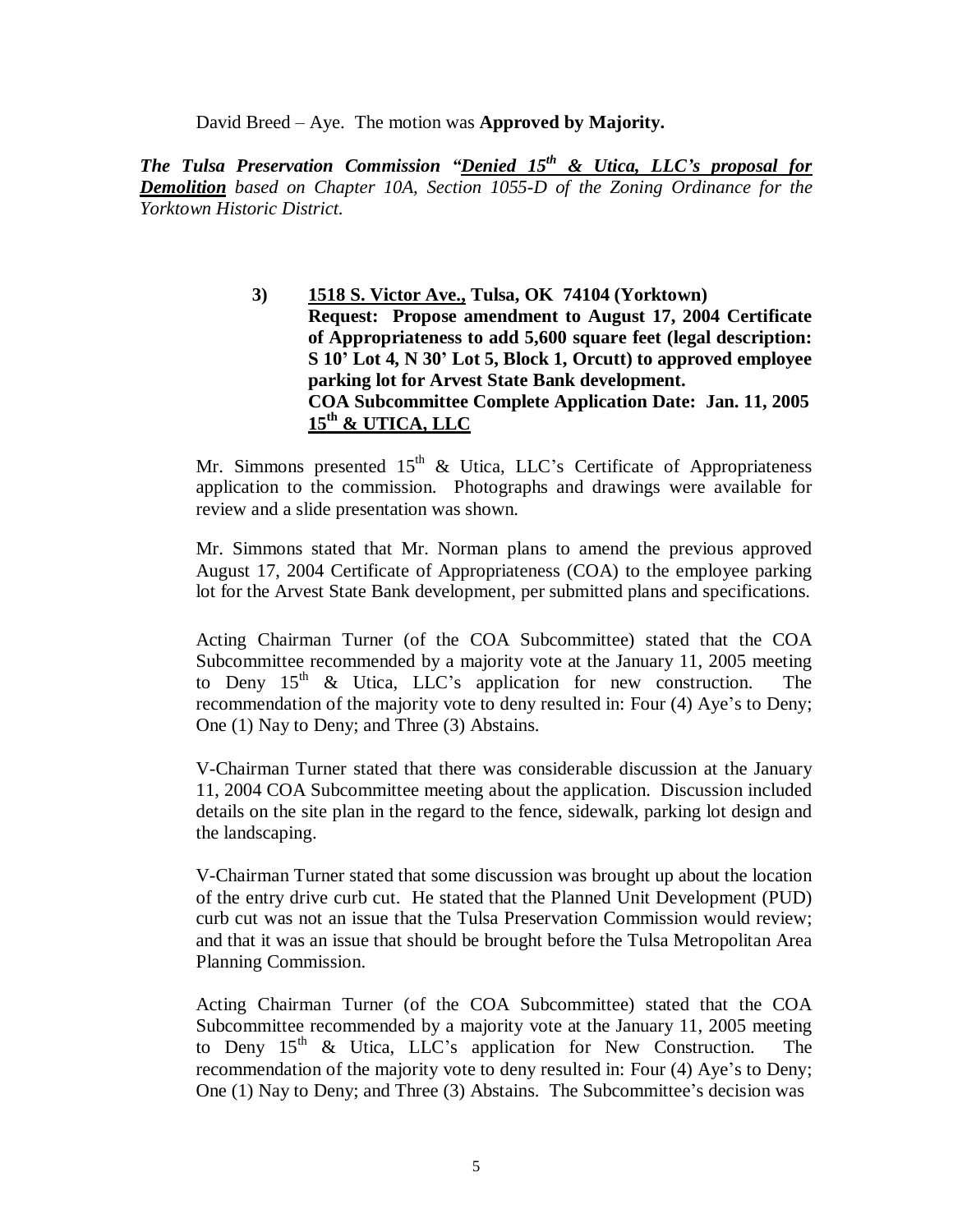David Breed – Aye. The motion was **Approved by Majority.**

***The Tulsa Preservation Commission "<u>Denied 15th & Utica, LLC's proposal for Demolition</u>*** *based on Chapter 10A, Section 1055-D of the Zoning Ordinance for the Yorktown Historic District.*

**3) <u>1518 S. Victor Ave.,</u> Tulsa, OK 74104 (Yorktown)**
**Request: Propose amendment to August 17, 2004 Certificate of Appropriateness to add 5,600 square feet (legal description: S 10' Lot 4, N 30' Lot 5, Block 1, Orcutt) to approved employee parking lot for Arvest State Bank development.**
**COA Subcommittee Complete Application Date: Jan. 11, 2005**
**<u>15th & UTICA, LLC</u>**

Mr. Simmons presented 15th & Utica, LLC's Certificate of Appropriateness application to the commission. Photographs and drawings were available for review and a slide presentation was shown.

Mr. Simmons stated that Mr. Norman plans to amend the previous approved August 17, 2004 Certificate of Appropriateness (COA) to the employee parking lot for the Arvest State Bank development, per submitted plans and specifications.

Acting Chairman Turner (of the COA Subcommittee) stated that the COA Subcommittee recommended by a majority vote at the January 11, 2005 meeting to Deny 15th & Utica, LLC's application for new construction. The recommendation of the majority vote to deny resulted in: Four (4) Aye's to Deny; One (1) Nay to Deny; and Three (3) Abstains.

V-Chairman Turner stated that there was considerable discussion at the January 11, 2004 COA Subcommittee meeting about the application. Discussion included details on the site plan in the regard to the fence, sidewalk, parking lot design and the landscaping.

V-Chairman Turner stated that some discussion was brought up about the location of the entry drive curb cut. He stated that the Planned Unit Development (PUD) curb cut was not an issue that the Tulsa Preservation Commission would review; and that it was an issue that should be brought before the Tulsa Metropolitan Area Planning Commission.

Acting Chairman Turner (of the COA Subcommittee) stated that the COA Subcommittee recommended by a majority vote at the January 11, 2005 meeting to Deny 15th & Utica, LLC's application for New Construction. The recommendation of the majority vote to deny resulted in: Four (4) Aye's to Deny; One (1) Nay to Deny; and Three (3) Abstains. The Subcommittee's decision was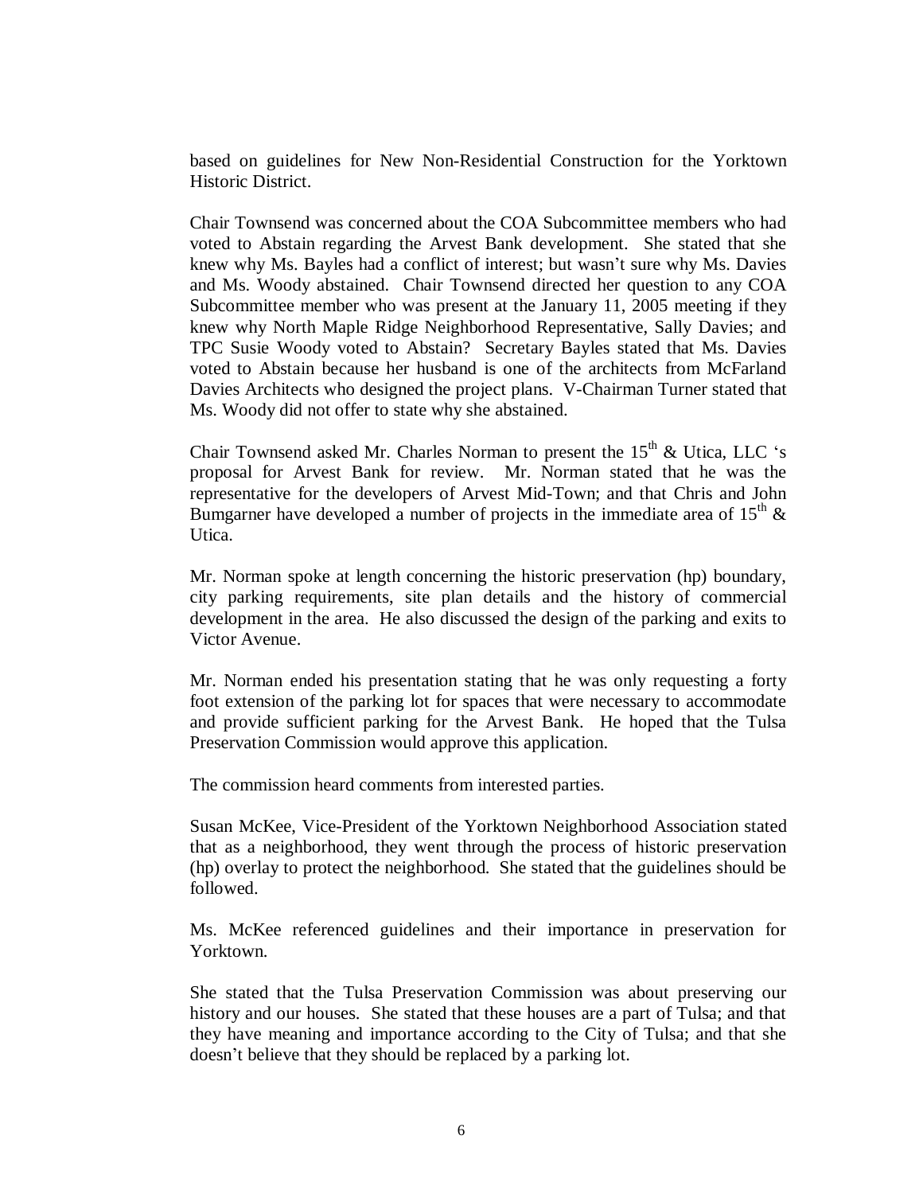based on guidelines for New Non-Residential Construction for the Yorktown Historic District.

Chair Townsend was concerned about the COA Subcommittee members who had voted to Abstain regarding the Arvest Bank development. She stated that she knew why Ms. Bayles had a conflict of interest; but wasn't sure why Ms. Davies and Ms. Woody abstained. Chair Townsend directed her question to any COA Subcommittee member who was present at the January 11, 2005 meeting if they knew why North Maple Ridge Neighborhood Representative, Sally Davies; and TPC Susie Woody voted to Abstain? Secretary Bayles stated that Ms. Davies voted to Abstain because her husband is one of the architects from McFarland Davies Architects who designed the project plans. V-Chairman Turner stated that Ms. Woody did not offer to state why she abstained.

Chair Townsend asked Mr. Charles Norman to present the 15th & Utica, LLC 's proposal for Arvest Bank for review. Mr. Norman stated that he was the representative for the developers of Arvest Mid-Town; and that Chris and John Bumgarner have developed a number of projects in the immediate area of 15th & Utica.

Mr. Norman spoke at length concerning the historic preservation (hp) boundary, city parking requirements, site plan details and the history of commercial development in the area. He also discussed the design of the parking and exits to Victor Avenue.

Mr. Norman ended his presentation stating that he was only requesting a forty foot extension of the parking lot for spaces that were necessary to accommodate and provide sufficient parking for the Arvest Bank. He hoped that the Tulsa Preservation Commission would approve this application.

The commission heard comments from interested parties.

Susan McKee, Vice-President of the Yorktown Neighborhood Association stated that as a neighborhood, they went through the process of historic preservation (hp) overlay to protect the neighborhood. She stated that the guidelines should be followed.

Ms. McKee referenced guidelines and their importance in preservation for Yorktown.

She stated that the Tulsa Preservation Commission was about preserving our history and our houses. She stated that these houses are a part of Tulsa; and that they have meaning and importance according to the City of Tulsa; and that she doesn't believe that they should be replaced by a parking lot.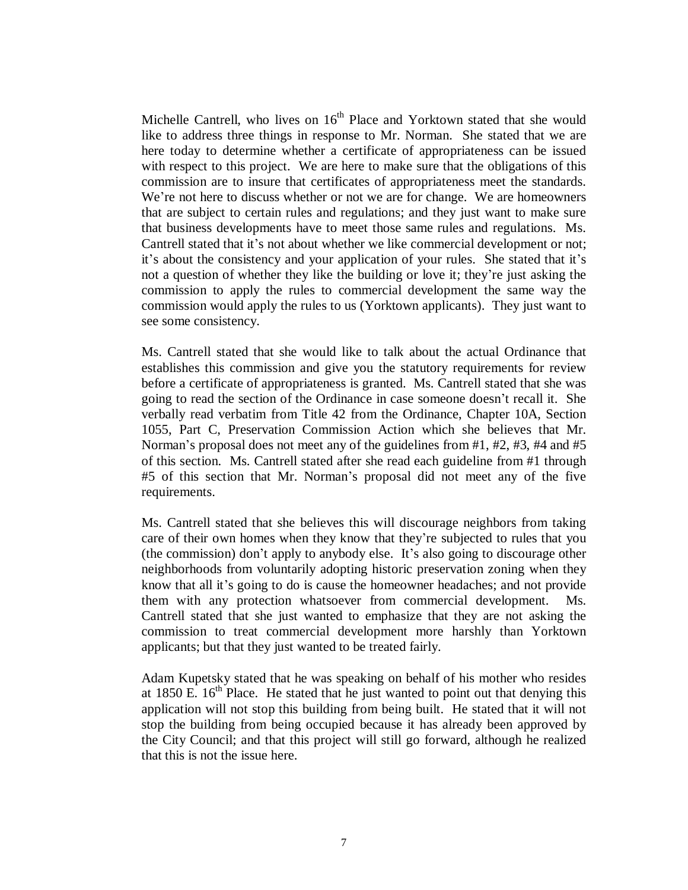Michelle Cantrell, who lives on 16th Place and Yorktown stated that she would like to address three things in response to Mr. Norman. She stated that we are here today to determine whether a certificate of appropriateness can be issued with respect to this project. We are here to make sure that the obligations of this commission are to insure that certificates of appropriateness meet the standards. We're not here to discuss whether or not we are for change. We are homeowners that are subject to certain rules and regulations; and they just want to make sure that business developments have to meet those same rules and regulations. Ms. Cantrell stated that it's not about whether we like commercial development or not; it's about the consistency and your application of your rules. She stated that it's not a question of whether they like the building or love it; they're just asking the commission to apply the rules to commercial development the same way the commission would apply the rules to us (Yorktown applicants). They just want to see some consistency.

Ms. Cantrell stated that she would like to talk about the actual Ordinance that establishes this commission and give you the statutory requirements for review before a certificate of appropriateness is granted. Ms. Cantrell stated that she was going to read the section of the Ordinance in case someone doesn't recall it. She verbally read verbatim from Title 42 from the Ordinance, Chapter 10A, Section 1055, Part C, Preservation Commission Action which she believes that Mr. Norman's proposal does not meet any of the guidelines from #1, #2, #3, #4 and #5 of this section. Ms. Cantrell stated after she read each guideline from #1 through #5 of this section that Mr. Norman's proposal did not meet any of the five requirements.

Ms. Cantrell stated that she believes this will discourage neighbors from taking care of their own homes when they know that they're subjected to rules that you (the commission) don't apply to anybody else. It's also going to discourage other neighborhoods from voluntarily adopting historic preservation zoning when they know that all it's going to do is cause the homeowner headaches; and not provide them with any protection whatsoever from commercial development. Ms. Cantrell stated that she just wanted to emphasize that they are not asking the commission to treat commercial development more harshly than Yorktown applicants; but that they just wanted to be treated fairly.

Adam Kupetsky stated that he was speaking on behalf of his mother who resides at 1850 E. 16th Place. He stated that he just wanted to point out that denying this application will not stop this building from being built. He stated that it will not stop the building from being occupied because it has already been approved by the City Council; and that this project will still go forward, although he realized that this is not the issue here.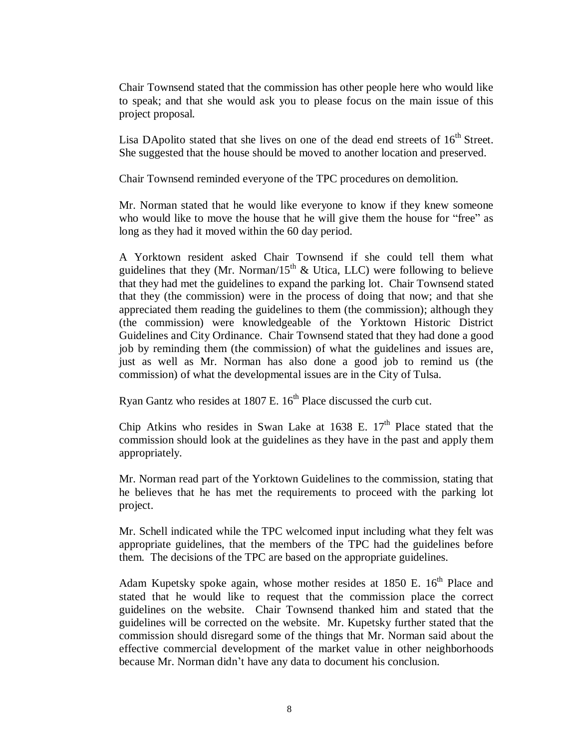Chair Townsend stated that the commission has other people here who would like to speak; and that she would ask you to please focus on the main issue of this project proposal.

Lisa DApolito stated that she lives on one of the dead end streets of 16th Street. She suggested that the house should be moved to another location and preserved.

Chair Townsend reminded everyone of the TPC procedures on demolition.

Mr. Norman stated that he would like everyone to know if they knew someone who would like to move the house that he will give them the house for "free" as long as they had it moved within the 60 day period.

A Yorktown resident asked Chair Townsend if she could tell them what guidelines that they (Mr. Norman/15th & Utica, LLC) were following to believe that they had met the guidelines to expand the parking lot. Chair Townsend stated that they (the commission) were in the process of doing that now; and that she appreciated them reading the guidelines to them (the commission); although they (the commission) were knowledgeable of the Yorktown Historic District Guidelines and City Ordinance. Chair Townsend stated that they had done a good job by reminding them (the commission) of what the guidelines and issues are, just as well as Mr. Norman has also done a good job to remind us (the commission) of what the developmental issues are in the City of Tulsa.

Ryan Gantz who resides at 1807 E. 16th Place discussed the curb cut.

Chip Atkins who resides in Swan Lake at 1638 E. 17th Place stated that the commission should look at the guidelines as they have in the past and apply them appropriately.

Mr. Norman read part of the Yorktown Guidelines to the commission, stating that he believes that he has met the requirements to proceed with the parking lot project.

Mr. Schell indicated while the TPC welcomed input including what they felt was appropriate guidelines, that the members of the TPC had the guidelines before them. The decisions of the TPC are based on the appropriate guidelines.

Adam Kupetsky spoke again, whose mother resides at 1850 E. 16th Place and stated that he would like to request that the commission place the correct guidelines on the website. Chair Townsend thanked him and stated that the guidelines will be corrected on the website. Mr. Kupetsky further stated that the commission should disregard some of the things that Mr. Norman said about the effective commercial development of the market value in other neighborhoods because Mr. Norman didn't have any data to document his conclusion.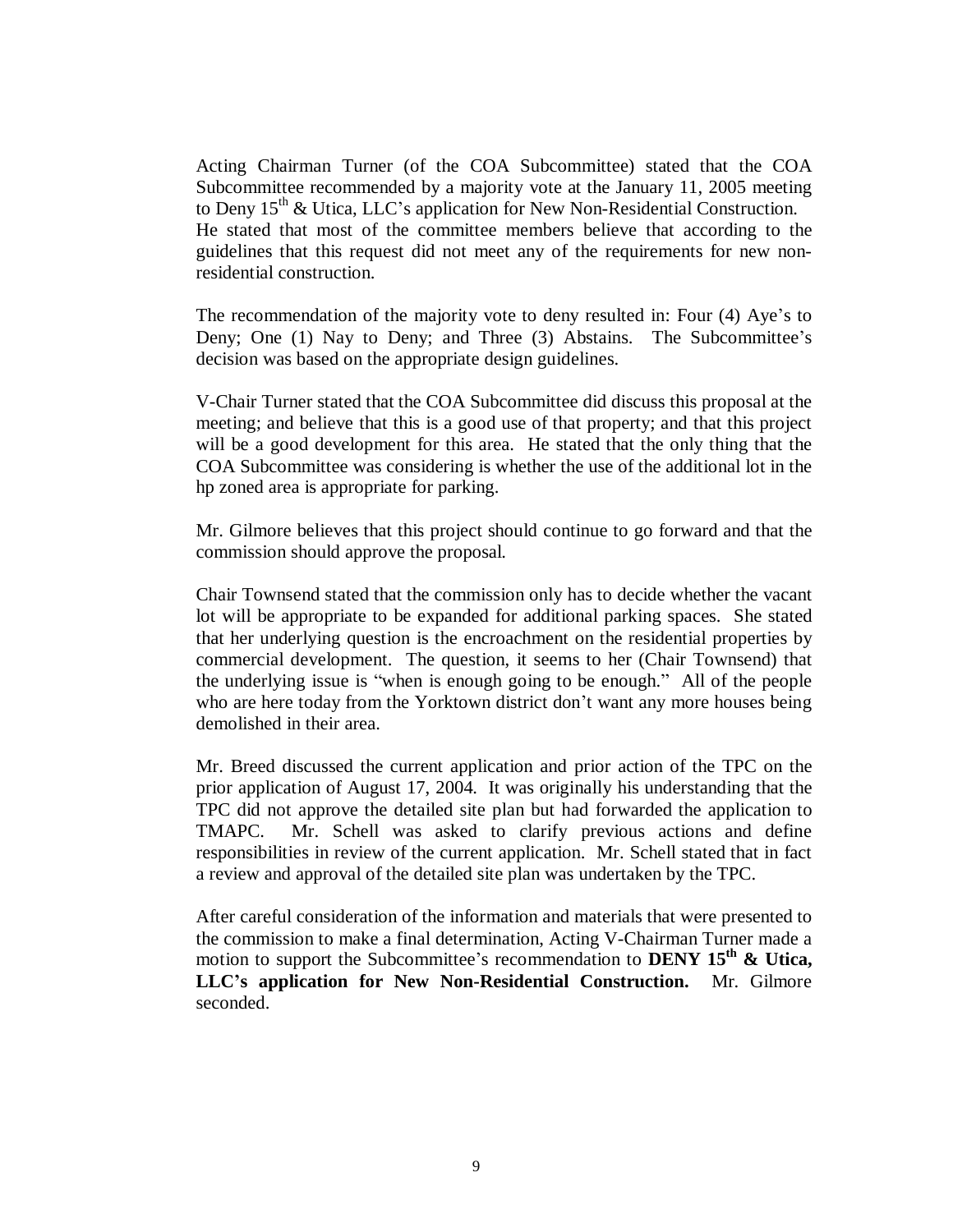Acting Chairman Turner (of the COA Subcommittee) stated that the COA Subcommittee recommended by a majority vote at the January 11, 2005 meeting to Deny 15th & Utica, LLC's application for New Non-Residential Construction. He stated that most of the committee members believe that according to the guidelines that this request did not meet any of the requirements for new non-residential construction.

The recommendation of the majority vote to deny resulted in: Four (4) Aye's to Deny; One (1) Nay to Deny; and Three (3) Abstains. The Subcommittee's decision was based on the appropriate design guidelines.

V-Chair Turner stated that the COA Subcommittee did discuss this proposal at the meeting; and believe that this is a good use of that property; and that this project will be a good development for this area. He stated that the only thing that the COA Subcommittee was considering is whether the use of the additional lot in the hp zoned area is appropriate for parking.

Mr. Gilmore believes that this project should continue to go forward and that the commission should approve the proposal.

Chair Townsend stated that the commission only has to decide whether the vacant lot will be appropriate to be expanded for additional parking spaces. She stated that her underlying question is the encroachment on the residential properties by commercial development. The question, it seems to her (Chair Townsend) that the underlying issue is "when is enough going to be enough." All of the people who are here today from the Yorktown district don't want any more houses being demolished in their area.

Mr. Breed discussed the current application and prior action of the TPC on the prior application of August 17, 2004. It was originally his understanding that the TPC did not approve the detailed site plan but had forwarded the application to TMAPC. Mr. Schell was asked to clarify previous actions and define responsibilities in review of the current application. Mr. Schell stated that in fact a review and approval of the detailed site plan was undertaken by the TPC.

After careful consideration of the information and materials that were presented to the commission to make a final determination, Acting V-Chairman Turner made a motion to support the Subcommittee's recommendation to **DENY 15th & Utica, LLC's application for New Non-Residential Construction.** Mr. Gilmore seconded.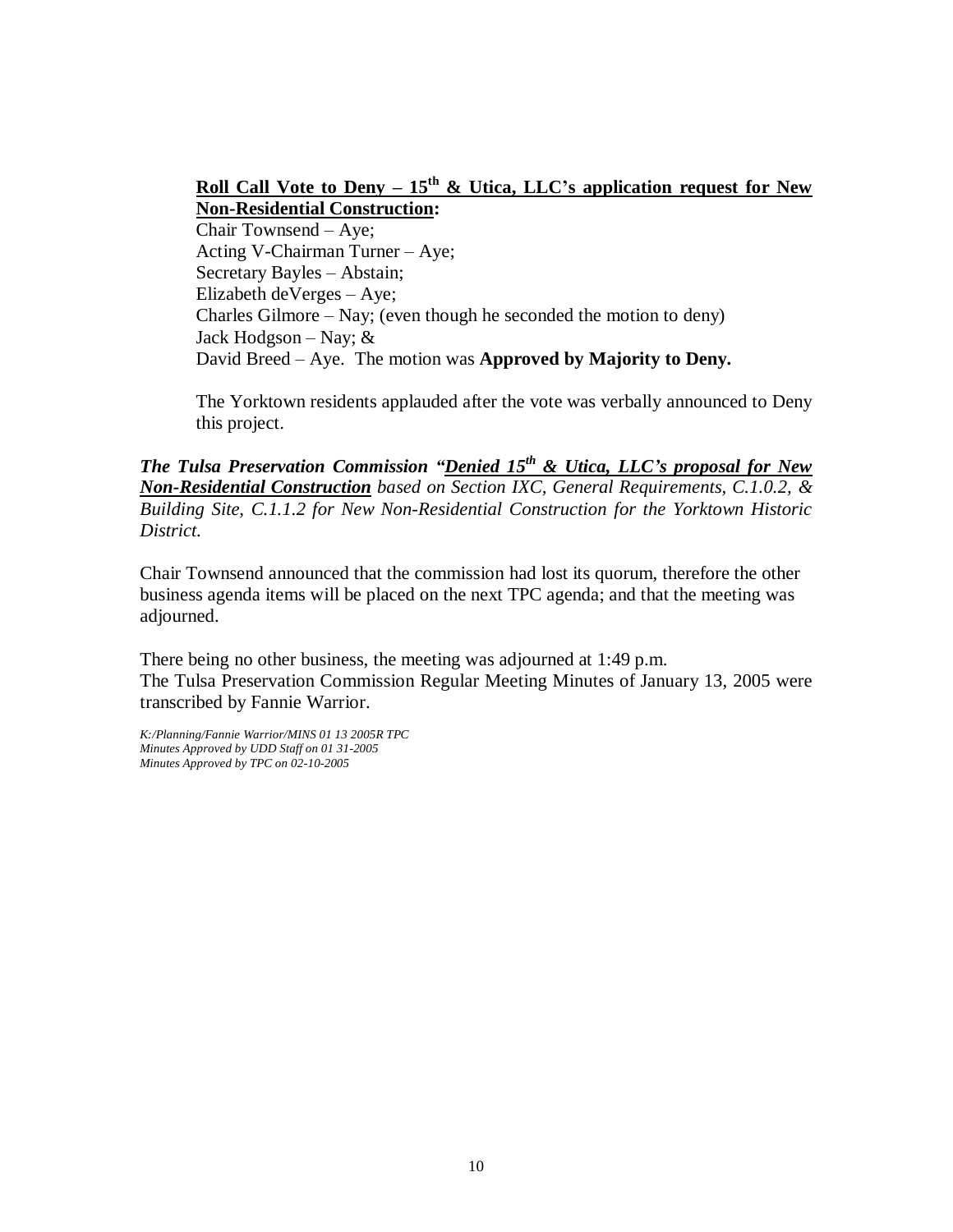**<u>Roll Call Vote to Deny – 15th & Utica, LLC's application request for New Non-Residential Construction</u>:**
Chair Townsend – Aye;
Acting V-Chairman Turner – Aye;
Secretary Bayles – Abstain;
Elizabeth deVerges – Aye;
Charles Gilmore – Nay; (even though he seconded the motion to deny)
Jack Hodgson – Nay; &
David Breed – Aye. The motion was **Approved by Majority to Deny.**

The Yorktown residents applauded after the vote was verbally announced to Deny this project.

***The Tulsa Preservation Commission "<u>Denied 15th & Utica, LLC's proposal for New Non-Residential Construction</u>*** *based on Section IXC, General Requirements, C.1.0.2, & Building Site, C.1.1.2 for New Non-Residential Construction for the Yorktown Historic District.*

Chair Townsend announced that the commission had lost its quorum, therefore the other business agenda items will be placed on the next TPC agenda; and that the meeting was adjourned.

There being no other business, the meeting was adjourned at 1:49 p.m.
The Tulsa Preservation Commission Regular Meeting Minutes of January 13, 2005 were transcribed by Fannie Warrior.

*K:/Planning/Fannie Warrior/MINS 01 13 2005R TPC*
*Minutes Approved by UDD Staff on 01 31-2005*
*Minutes Approved by TPC on 02-10-2005*